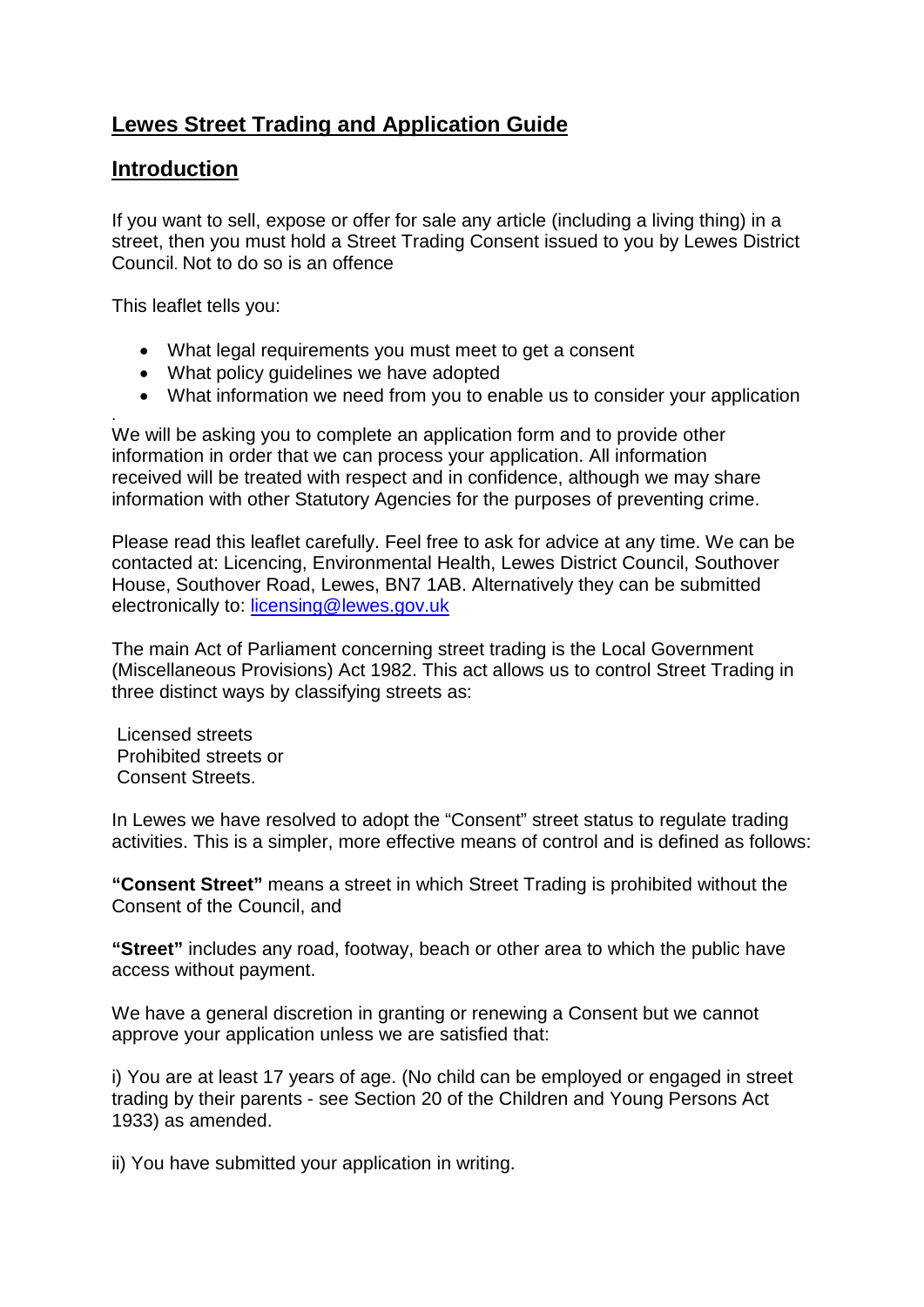## Lewes Street Trading and Application Guide

## Introduction

If you want to sell, expose or offer for sale any article (including a living thing) in a street, then you must hold a Street Trading Consent issued to you by Lewes District Council. Not to do so is an offence

This leaflet tells you:

- What legal requirements you must meet to get a consent
- What policy guidelines we have adopted
- What information we need from you to enable us to consider your application

.
We will be asking you to complete an application form and to provide other information in order that we can process your application. All information received will be treated with respect and in confidence, although we may share information with other Statutory Agencies for the purposes of preventing crime.

Please read this leaflet carefully. Feel free to ask for advice at any time. We can be contacted at: Licencing, Environmental Health, Lewes District Council, Southover House, Southover Road, Lewes, BN7 1AB. Alternatively they can be submitted electronically to: [licensing@lewes.gov.uk](mailto:licensing@lewes.gov.uk)

The main Act of Parliament concerning street trading is the Local Government (Miscellaneous Provisions) Act 1982. This act allows us to control Street Trading in three distinct ways by classifying streets as:

Licensed streets
Prohibited streets or
Consent Streets.

In Lewes we have resolved to adopt the "Consent" street status to regulate trading activities. This is a simpler, more effective means of control and is defined as follows:

**"Consent Street"** means a street in which Street Trading is prohibited without the Consent of the Council, and

**"Street"** includes any road, footway, beach or other area to which the public have access without payment.

We have a general discretion in granting or renewing a Consent but we cannot approve your application unless we are satisfied that:

i) You are at least 17 years of age. (No child can be employed or engaged in street trading by their parents - see Section 20 of the Children and Young Persons Act 1933) as amended.

ii) You have submitted your application in writing.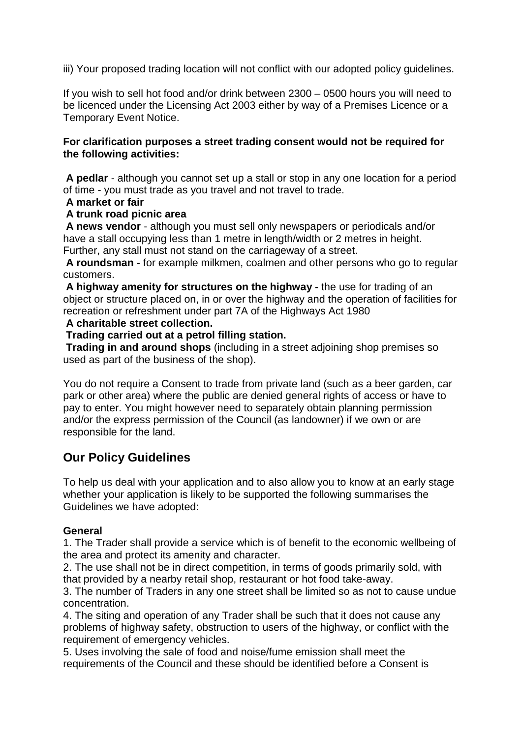iii) Your proposed trading location will not conflict with our adopted policy guidelines.

If you wish to sell hot food and/or drink between 2300 – 0500 hours you will need to be licenced under the Licensing Act 2003 either by way of a Premises Licence or a Temporary Event Notice.

**For clarification purposes a street trading consent would not be required for the following activities:**

**A pedlar** - although you cannot set up a stall or stop in any one location for a period of time - you must trade as you travel and not travel to trade.
**A market or fair**
**A trunk road picnic area**
**A news vendor** - although you must sell only newspapers or periodicals and/or have a stall occupying less than 1 metre in length/width or 2 metres in height. Further, any stall must not stand on the carriageway of a street.
**A roundsman** - for example milkmen, coalmen and other persons who go to regular customers.
**A highway amenity for structures on the highway -** the use for trading of an object or structure placed on, in or over the highway and the operation of facilities for recreation or refreshment under part 7A of the Highways Act 1980
**A charitable street collection.**
**Trading carried out at a petrol filling station.**
**Trading in and around shops** (including in a street adjoining shop premises so used as part of the business of the shop).

You do not require a Consent to trade from private land (such as a beer garden, car park or other area) where the public are denied general rights of access or have to pay to enter. You might however need to separately obtain planning permission and/or the express permission of the Council (as landowner) if we own or are responsible for the land.

## Our Policy Guidelines

To help us deal with your application and to also allow you to know at an early stage whether your application is likely to be supported the following summarises the Guidelines we have adopted:

**General**

1. The Trader shall provide a service which is of benefit to the economic wellbeing of the area and protect its amenity and character.
2. The use shall not be in direct competition, in terms of goods primarily sold, with that provided by a nearby retail shop, restaurant or hot food take-away.
3. The number of Traders in any one street shall be limited so as not to cause undue concentration.
4. The siting and operation of any Trader shall be such that it does not cause any problems of highway safety, obstruction to users of the highway, or conflict with the requirement of emergency vehicles.
5. Uses involving the sale of food and noise/fume emission shall meet the requirements of the Council and these should be identified before a Consent is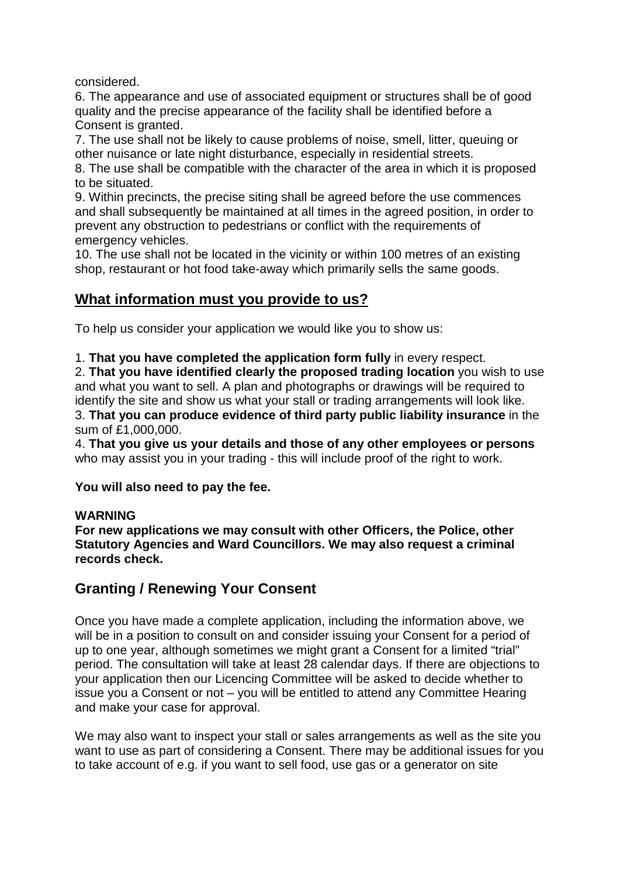considered.

6. The appearance and use of associated equipment or structures shall be of good quality and the precise appearance of the facility shall be identified before a Consent is granted.
7. The use shall not be likely to cause problems of noise, smell, litter, queuing or other nuisance or late night disturbance, especially in residential streets.
8. The use shall be compatible with the character of the area in which it is proposed to be situated.
9. Within precincts, the precise siting shall be agreed before the use commences and shall subsequently be maintained at all times in the agreed position, in order to prevent any obstruction to pedestrians or conflict with the requirements of emergency vehicles.
10. The use shall not be located in the vicinity or within 100 metres of an existing shop, restaurant or hot food take-away which primarily sells the same goods.

## <u>What information must you provide to us?</u>

To help us consider your application we would like you to show us:

1. **That you have completed the application form fully** in every respect.
2. **That you have identified clearly the proposed trading location** you wish to use and what you want to sell. A plan and photographs or drawings will be required to identify the site and show us what your stall or trading arrangements will look like.
3. **That you can produce evidence of third party public liability insurance** in the sum of £1,000,000.
4. **That you give us your details and those of any other employees or persons** who may assist you in your trading - this will include proof of the right to work.

**You will also need to pay the fee.**

**WARNING**
**For new applications we may consult with other Officers, the Police, other Statutory Agencies and Ward Councillors. We may also request a criminal records check.**

## Granting / Renewing Your Consent

Once you have made a complete application, including the information above, we will be in a position to consult on and consider issuing your Consent for a period of up to one year, although sometimes we might grant a Consent for a limited "trial" period. The consultation will take at least 28 calendar days. If there are objections to your application then our Licencing Committee will be asked to decide whether to issue you a Consent or not – you will be entitled to attend any Committee Hearing and make your case for approval.

We may also want to inspect your stall or sales arrangements as well as the site you want to use as part of considering a Consent. There may be additional issues for you to take account of e.g. if you want to sell food, use gas or a generator on site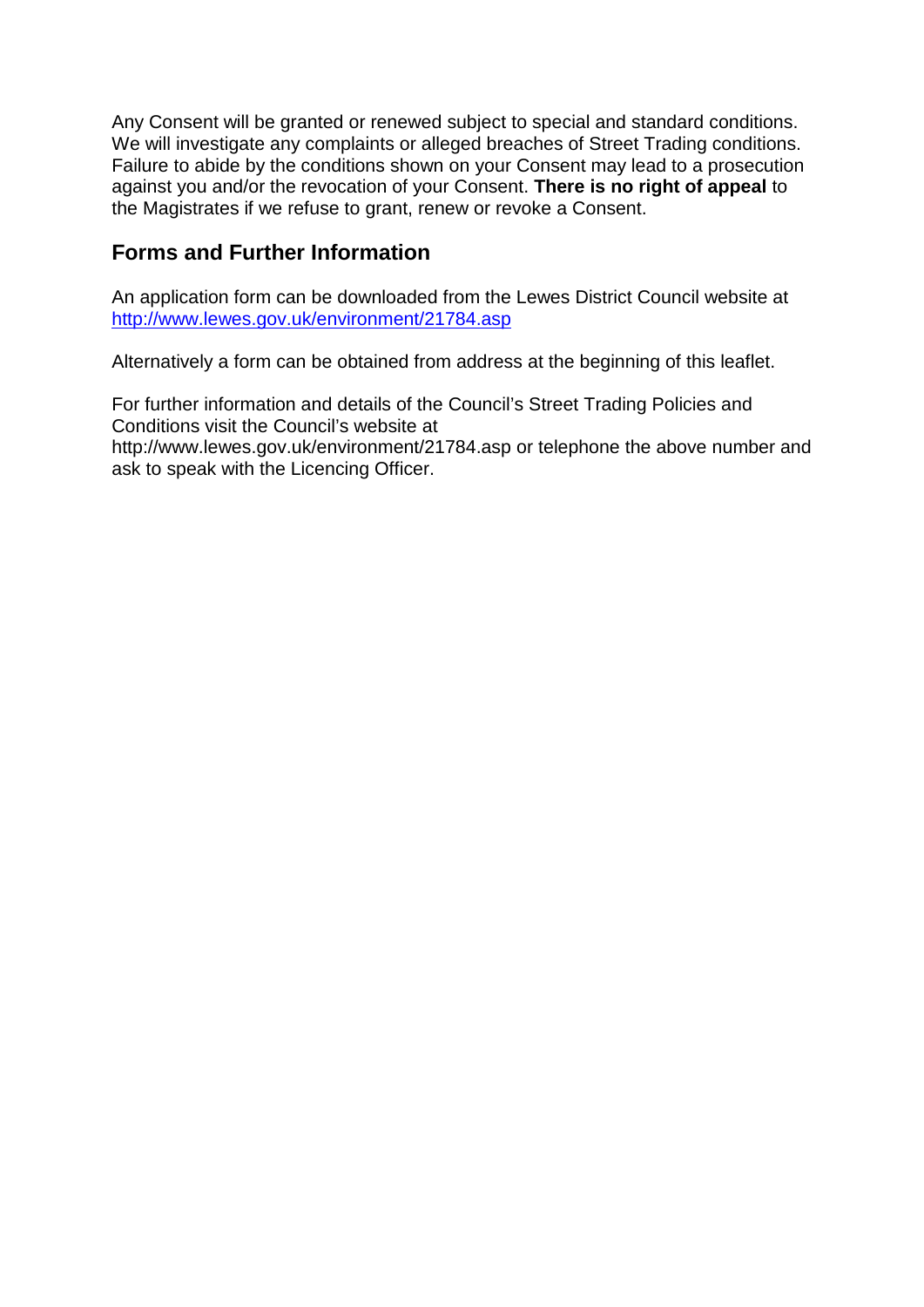Any Consent will be granted or renewed subject to special and standard conditions. We will investigate any complaints or alleged breaches of Street Trading conditions. Failure to abide by the conditions shown on your Consent may lead to a prosecution against you and/or the revocation of your Consent. **There is no right of appeal** to the Magistrates if we refuse to grant, renew or revoke a Consent.

## Forms and Further Information

An application form can be downloaded from the Lewes District Council website at http://www.lewes.gov.uk/environment/21784.asp

Alternatively a form can be obtained from address at the beginning of this leaflet.

For further information and details of the Council's Street Trading Policies and Conditions visit the Council's website at http://www.lewes.gov.uk/environment/21784.asp or telephone the above number and ask to speak with the Licencing Officer.